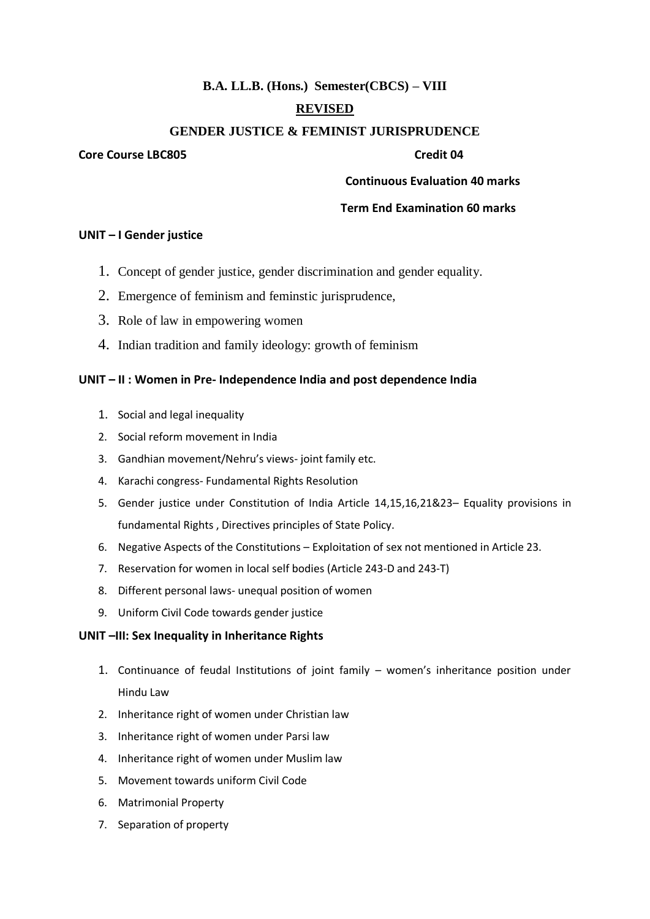# B.A. LL.B. (Hons.) Semester(CBCS) – VIII

## REVISED

## GENDER JUSTICE & FEMINIST JURISPRUDENCE

**Core Course LBC805** **Credit 04**

**Continuous Evaluation 40 marks**

**Term End Examination 60 marks**

### UNIT – I Gender justice

1. Concept of gender justice, gender discrimination and gender equality.
2. Emergence of feminism and feminstic jurisprudence,
3. Role of law in empowering women
4. Indian tradition and family ideology: growth of feminism

### UNIT – II : Women in Pre- Independence India and post dependence India

1. Social and legal inequality
2. Social reform movement in India
3. Gandhian movement/Nehru's views- joint family etc.
4. Karachi congress- Fundamental Rights Resolution
5. Gender justice under Constitution of India Article 14,15,16,21&23– Equality provisions in fundamental Rights , Directives principles of State Policy.
6. Negative Aspects of the Constitutions – Exploitation of sex not mentioned in Article 23.
7. Reservation for women in local self bodies (Article 243-D and 243-T)
8. Different personal laws- unequal position of women
9. Uniform Civil Code towards gender justice

### UNIT –III: Sex Inequality in Inheritance Rights

1. Continuance of feudal Institutions of joint family – women's inheritance position under Hindu Law
2. Inheritance right of women under Christian law
3. Inheritance right of women under Parsi law
4. Inheritance right of women under Muslim law
5. Movement towards uniform Civil Code
6. Matrimonial Property
7. Separation of property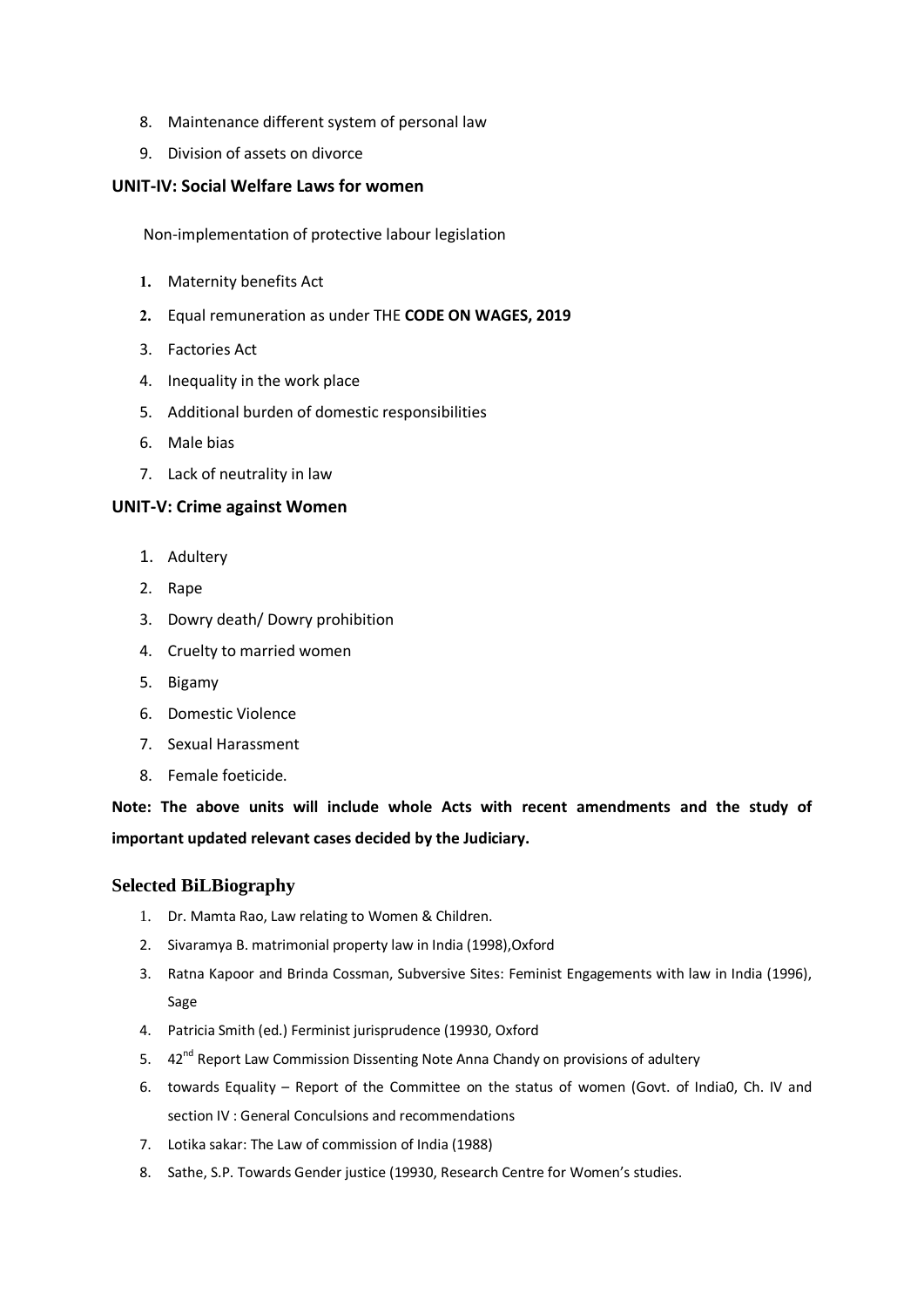8. Maintenance different system of personal law
9. Division of assets on divorce

### UNIT-IV: Social Welfare Laws for women

Non-implementation of protective labour legislation

1. Maternity benefits Act
2. Equal remuneration as under THE **CODE ON WAGES, 2019**
3. Factories Act
4. Inequality in the work place
5. Additional burden of domestic responsibilities
6. Male bias
7. Lack of neutrality in law

### UNIT-V: Crime against Women

1. Adultery
2. Rape
3. Dowry death/ Dowry prohibition
4. Cruelty to married women
5. Bigamy
6. Domestic Violence
7. Sexual Harassment
8. Female foeticide.

**Note: The above units will include whole Acts with recent amendments and the study of important updated relevant cases decided by the Judiciary.**

### Selected BiLBiography

1. Dr. Mamta Rao, Law relating to Women & Children.
2. Sivaramya B. matrimonial property law in India (1998),Oxford
3. Ratna Kapoor and Brinda Cossman, Subversive Sites: Feminist Engagements with law in India (1996), Sage
4. Patricia Smith (ed.) Ferminist jurisprudence (19930, Oxford
5. 42nd Report Law Commission Dissenting Note Anna Chandy on provisions of adultery
6. towards Equality – Report of the Committee on the status of women (Govt. of India0, Ch. IV and section IV : General Conculsions and recommendations
7. Lotika sakar: The Law of commission of India (1988)
8. Sathe, S.P. Towards Gender justice (19930, Research Centre for Women's studies.